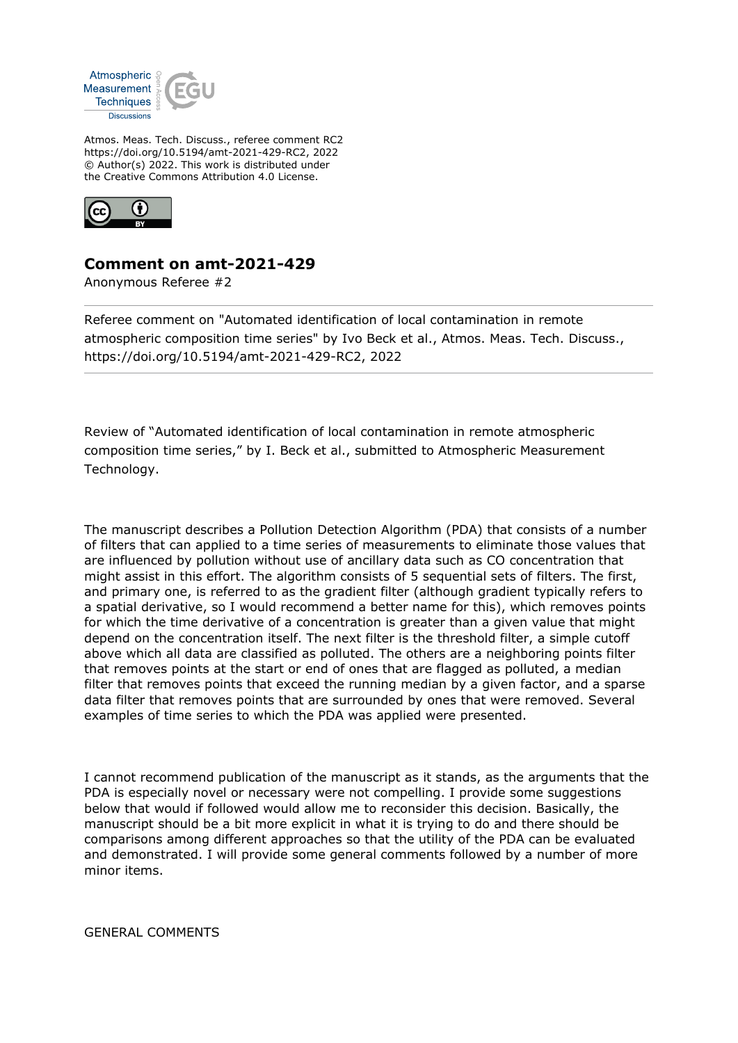Atmos. Meas. Tech. Discuss., referee comment RC2
https://doi.org/10.5194/amt-2021-429-RC2, 2022
© Author(s) 2022. This work is distributed under
the Creative Commons Attribution 4.0 License.

## Comment on amt-2021-429

Anonymous Referee #2

---

Referee comment on "Automated identification of local contamination in remote atmospheric composition time series" by Ivo Beck et al., Atmos. Meas. Tech. Discuss., https://doi.org/10.5194/amt-2021-429-RC2, 2022

---

Review of "Automated identification of local contamination in remote atmospheric composition time series," by I. Beck et al., submitted to Atmospheric Measurement Technology.

The manuscript describes a Pollution Detection Algorithm (PDA) that consists of a number of filters that can applied to a time series of measurements to eliminate those values that are influenced by pollution without use of ancillary data such as CO concentration that might assist in this effort. The algorithm consists of 5 sequential sets of filters. The first, and primary one, is referred to as the gradient filter (although gradient typically refers to a spatial derivative, so I would recommend a better name for this), which removes points for which the time derivative of a concentration is greater than a given value that might depend on the concentration itself. The next filter is the threshold filter, a simple cutoff above which all data are classified as polluted. The others are a neighboring points filter that removes points at the start or end of ones that are flagged as polluted, a median filter that removes points that exceed the running median by a given factor, and a sparse data filter that removes points that are surrounded by ones that were removed. Several examples of time series to which the PDA was applied were presented.

I cannot recommend publication of the manuscript as it stands, as the arguments that the PDA is especially novel or necessary were not compelling. I provide some suggestions below that would if followed would allow me to reconsider this decision. Basically, the manuscript should be a bit more explicit in what it is trying to do and there should be comparisons among different approaches so that the utility of the PDA can be evaluated and demonstrated. I will provide some general comments followed by a number of more minor items.

GENERAL COMMENTS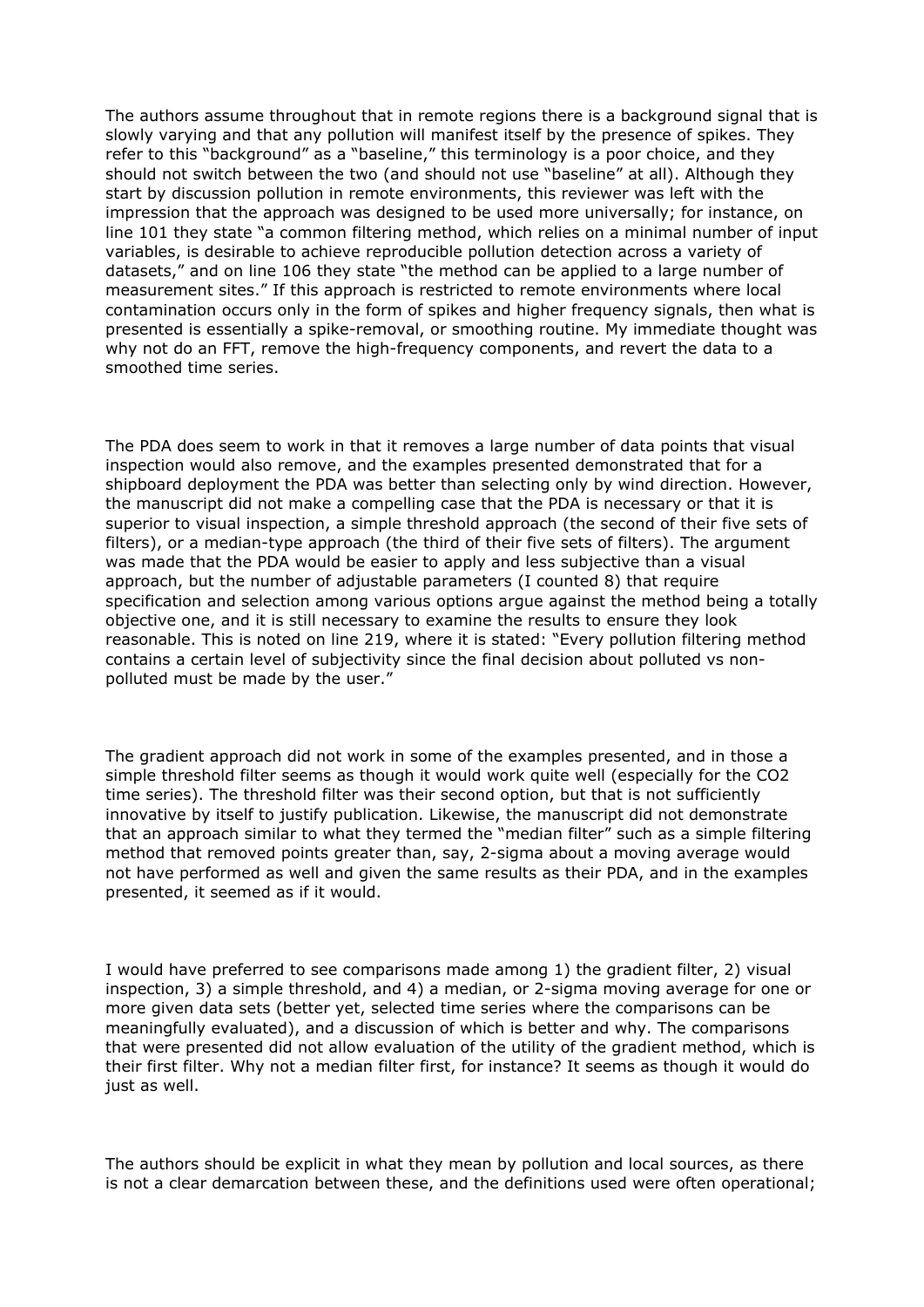The authors assume throughout that in remote regions there is a background signal that is slowly varying and that any pollution will manifest itself by the presence of spikes. They refer to this "background" as a "baseline," this terminology is a poor choice, and they should not switch between the two (and should not use "baseline" at all). Although they start by discussion pollution in remote environments, this reviewer was left with the impression that the approach was designed to be used more universally; for instance, on line 101 they state "a common filtering method, which relies on a minimal number of input variables, is desirable to achieve reproducible pollution detection across a variety of datasets," and on line 106 they state "the method can be applied to a large number of measurement sites." If this approach is restricted to remote environments where local contamination occurs only in the form of spikes and higher frequency signals, then what is presented is essentially a spike-removal, or smoothing routine. My immediate thought was why not do an FFT, remove the high-frequency components, and revert the data to a smoothed time series.

The PDA does seem to work in that it removes a large number of data points that visual inspection would also remove, and the examples presented demonstrated that for a shipboard deployment the PDA was better than selecting only by wind direction. However, the manuscript did not make a compelling case that the PDA is necessary or that it is superior to visual inspection, a simple threshold approach (the second of their five sets of filters), or a median-type approach (the third of their five sets of filters). The argument was made that the PDA would be easier to apply and less subjective than a visual approach, but the number of adjustable parameters (I counted 8) that require specification and selection among various options argue against the method being a totally objective one, and it is still necessary to examine the results to ensure they look reasonable. This is noted on line 219, where it is stated: "Every pollution filtering method contains a certain level of subjectivity since the final decision about polluted vs non-polluted must be made by the user."

The gradient approach did not work in some of the examples presented, and in those a simple threshold filter seems as though it would work quite well (especially for the $CO_2$ time series). The threshold filter was their second option, but that is not sufficiently innovative by itself to justify publication. Likewise, the manuscript did not demonstrate that an approach similar to what they termed the "median filter" such as a simple filtering method that removed points greater than, say, 2-sigma about a moving average would not have performed as well and given the same results as their PDA, and in the examples presented, it seemed as if it would.

I would have preferred to see comparisons made among 1) the gradient filter, 2) visual inspection, 3) a simple threshold, and 4) a median, or 2-sigma moving average for one or more given data sets (better yet, selected time series where the comparisons can be meaningfully evaluated), and a discussion of which is better and why. The comparisons that were presented did not allow evaluation of the utility of the gradient method, which is their first filter. Why not a median filter first, for instance? It seems as though it would do just as well.

The authors should be explicit in what they mean by pollution and local sources, as there is not a clear demarcation between these, and the definitions used were often operational;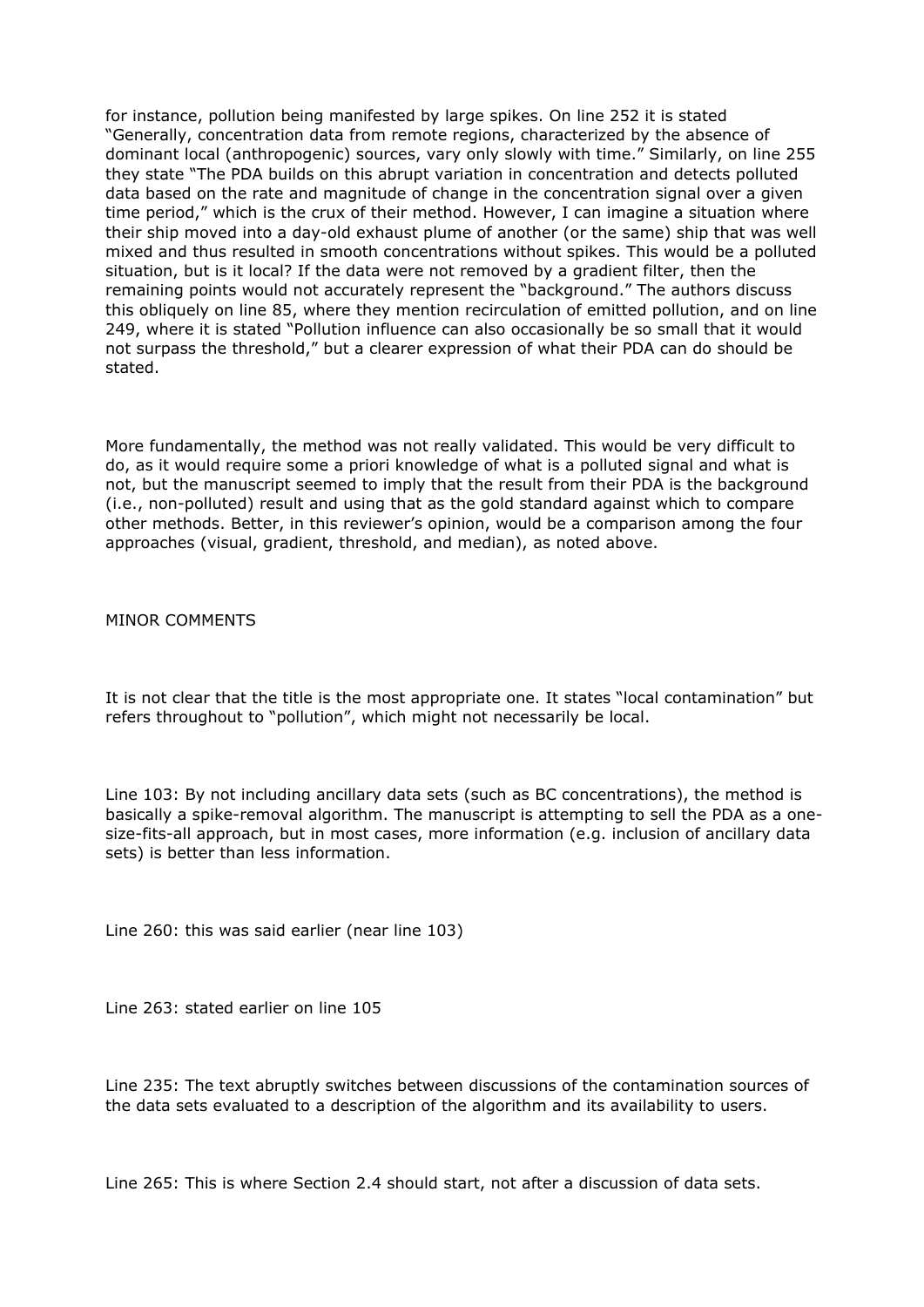for instance, pollution being manifested by large spikes. On line 252 it is stated “Generally, concentration data from remote regions, characterized by the absence of dominant local (anthropogenic) sources, vary only slowly with time.” Similarly, on line 255 they state “The PDA builds on this abrupt variation in concentration and detects polluted data based on the rate and magnitude of change in the concentration signal over a given time period,” which is the crux of their method. However, I can imagine a situation where their ship moved into a day-old exhaust plume of another (or the same) ship that was well mixed and thus resulted in smooth concentrations without spikes. This would be a polluted situation, but is it local? If the data were not removed by a gradient filter, then the remaining points would not accurately represent the “background.” The authors discuss this obliquely on line 85, where they mention recirculation of emitted pollution, and on line 249, where it is stated “Pollution influence can also occasionally be so small that it would not surpass the threshold,” but a clearer expression of what their PDA can do should be stated.

More fundamentally, the method was not really validated. This would be very difficult to do, as it would require some a priori knowledge of what is a polluted signal and what is not, but the manuscript seemed to imply that the result from their PDA is the background (i.e., non-polluted) result and using that as the gold standard against which to compare other methods. Better, in this reviewer’s opinion, would be a comparison among the four approaches (visual, gradient, threshold, and median), as noted above.

MINOR COMMENTS

It is not clear that the title is the most appropriate one. It states “local contamination” but refers throughout to “pollution”, which might not necessarily be local.

Line 103: By not including ancillary data sets (such as BC concentrations), the method is basically a spike-removal algorithm. The manuscript is attempting to sell the PDA as a one-size-fits-all approach, but in most cases, more information (e.g. inclusion of ancillary data sets) is better than less information.

Line 260: this was said earlier (near line 103)

Line 263: stated earlier on line 105

Line 235: The text abruptly switches between discussions of the contamination sources of the data sets evaluated to a description of the algorithm and its availability to users.

Line 265: This is where Section 2.4 should start, not after a discussion of data sets.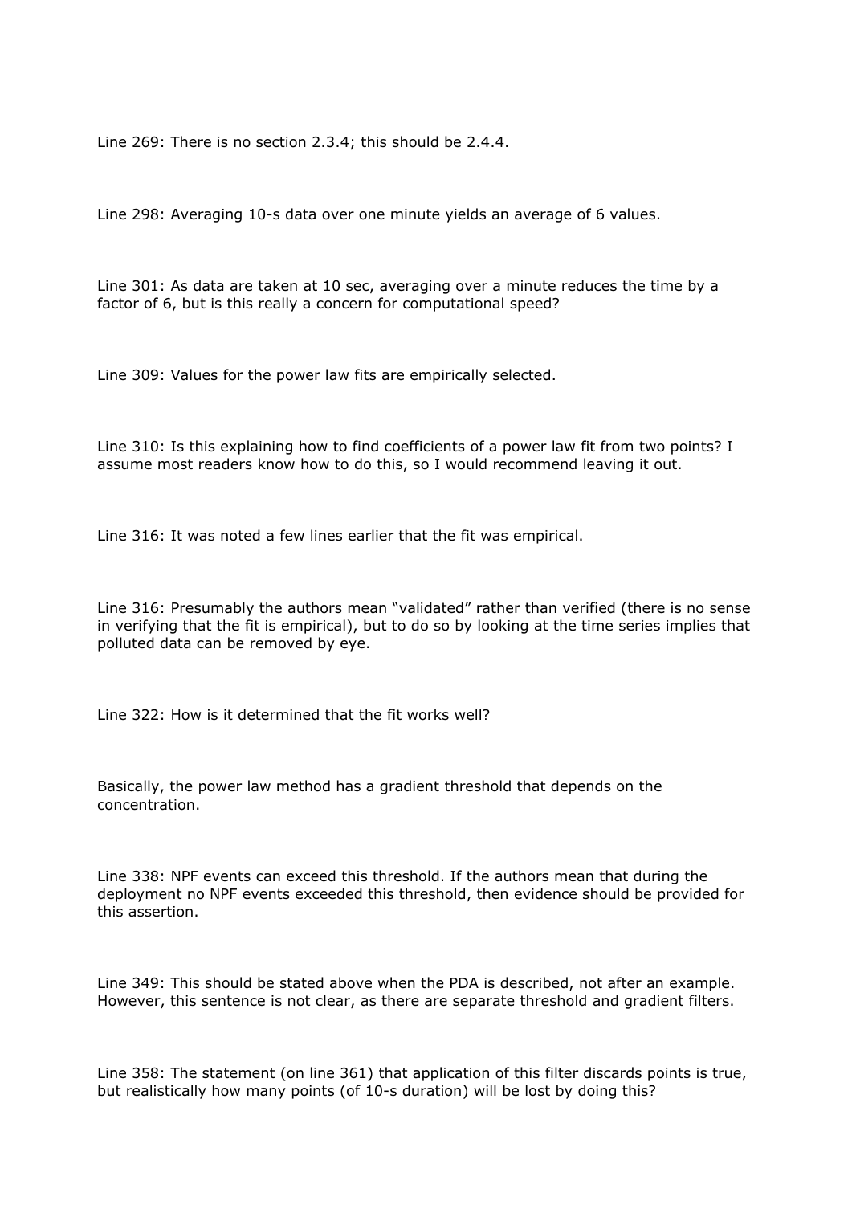Line 269: There is no section 2.3.4; this should be 2.4.4.

Line 298: Averaging 10-s data over one minute yields an average of 6 values.

Line 301: As data are taken at 10 sec, averaging over a minute reduces the time by a factor of 6, but is this really a concern for computational speed?

Line 309: Values for the power law fits are empirically selected.

Line 310: Is this explaining how to find coefficients of a power law fit from two points? I assume most readers know how to do this, so I would recommend leaving it out.

Line 316: It was noted a few lines earlier that the fit was empirical.

Line 316: Presumably the authors mean "validated" rather than verified (there is no sense in verifying that the fit is empirical), but to do so by looking at the time series implies that polluted data can be removed by eye.

Line 322: How is it determined that the fit works well?

Basically, the power law method has a gradient threshold that depends on the concentration.

Line 338: NPF events can exceed this threshold. If the authors mean that during the deployment no NPF events exceeded this threshold, then evidence should be provided for this assertion.

Line 349: This should be stated above when the PDA is described, not after an example. However, this sentence is not clear, as there are separate threshold and gradient filters.

Line 358: The statement (on line 361) that application of this filter discards points is true, but realistically how many points (of 10-s duration) will be lost by doing this?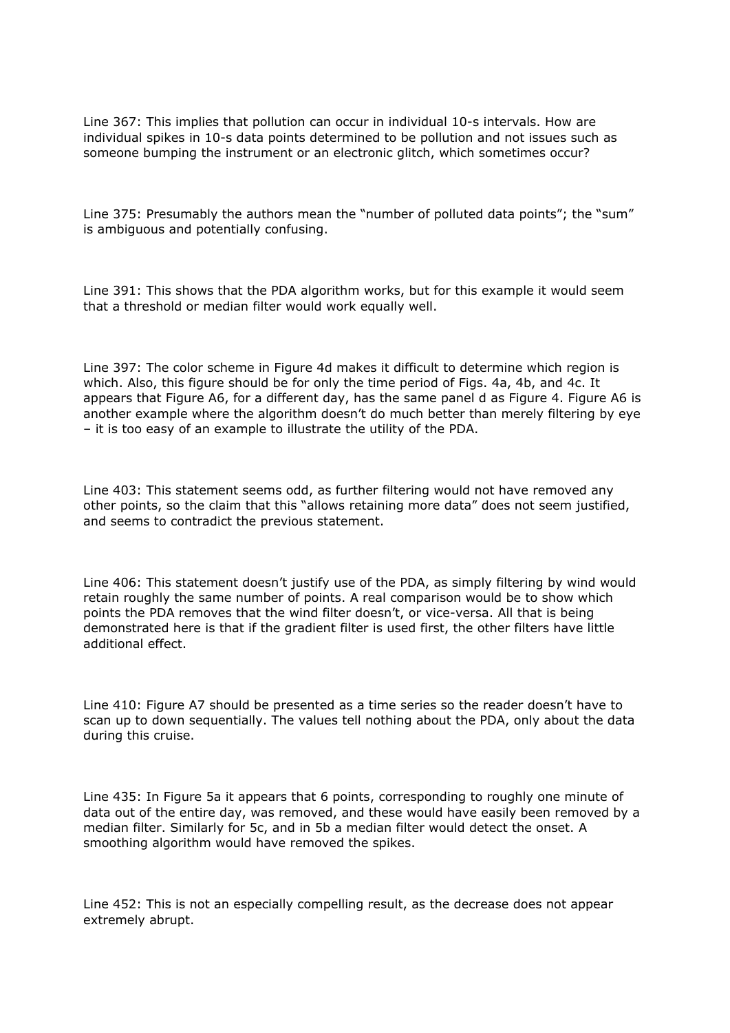Line 367: This implies that pollution can occur in individual 10-s intervals. How are individual spikes in 10-s data points determined to be pollution and not issues such as someone bumping the instrument or an electronic glitch, which sometimes occur?

Line 375: Presumably the authors mean the "number of polluted data points"; the "sum" is ambiguous and potentially confusing.

Line 391: This shows that the PDA algorithm works, but for this example it would seem that a threshold or median filter would work equally well.

Line 397: The color scheme in Figure 4d makes it difficult to determine which region is which. Also, this figure should be for only the time period of Figs. 4a, 4b, and 4c. It appears that Figure A6, for a different day, has the same panel d as Figure 4. Figure A6 is another example where the algorithm doesn't do much better than merely filtering by eye – it is too easy of an example to illustrate the utility of the PDA.

Line 403: This statement seems odd, as further filtering would not have removed any other points, so the claim that this "allows retaining more data" does not seem justified, and seems to contradict the previous statement.

Line 406: This statement doesn't justify use of the PDA, as simply filtering by wind would retain roughly the same number of points. A real comparison would be to show which points the PDA removes that the wind filter doesn't, or vice-versa. All that is being demonstrated here is that if the gradient filter is used first, the other filters have little additional effect.

Line 410: Figure A7 should be presented as a time series so the reader doesn't have to scan up to down sequentially. The values tell nothing about the PDA, only about the data during this cruise.

Line 435: In Figure 5a it appears that 6 points, corresponding to roughly one minute of data out of the entire day, was removed, and these would have easily been removed by a median filter. Similarly for 5c, and in 5b a median filter would detect the onset. A smoothing algorithm would have removed the spikes.

Line 452: This is not an especially compelling result, as the decrease does not appear extremely abrupt.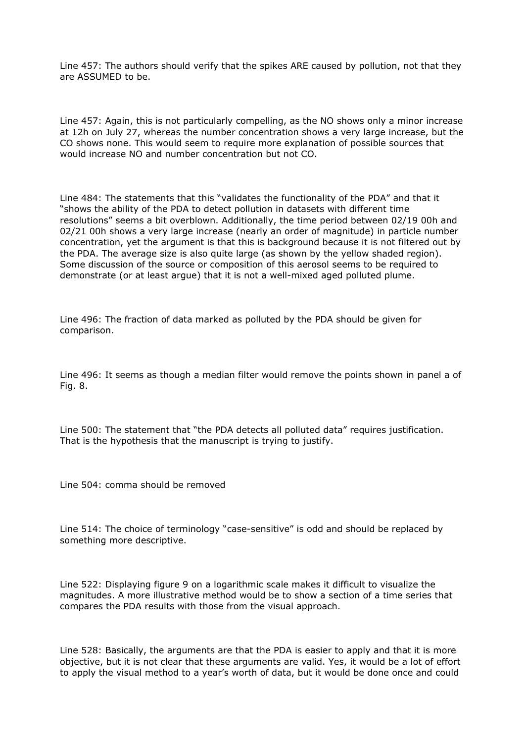Line 457: The authors should verify that the spikes ARE caused by pollution, not that they are ASSUMED to be.

Line 457: Again, this is not particularly compelling, as the NO shows only a minor increase at 12h on July 27, whereas the number concentration shows a very large increase, but the CO shows none. This would seem to require more explanation of possible sources that would increase NO and number concentration but not CO.

Line 484: The statements that this "validates the functionality of the PDA" and that it "shows the ability of the PDA to detect pollution in datasets with different time resolutions" seems a bit overblown. Additionally, the time period between 02/19 00h and 02/21 00h shows a very large increase (nearly an order of magnitude) in particle number concentration, yet the argument is that this is background because it is not filtered out by the PDA. The average size is also quite large (as shown by the yellow shaded region). Some discussion of the source or composition of this aerosol seems to be required to demonstrate (or at least argue) that it is not a well-mixed aged polluted plume.

Line 496: The fraction of data marked as polluted by the PDA should be given for comparison.

Line 496: It seems as though a median filter would remove the points shown in panel a of Fig. 8.

Line 500: The statement that "the PDA detects all polluted data" requires justification. That is the hypothesis that the manuscript is trying to justify.

Line 504: comma should be removed

Line 514: The choice of terminology "case-sensitive" is odd and should be replaced by something more descriptive.

Line 522: Displaying figure 9 on a logarithmic scale makes it difficult to visualize the magnitudes. A more illustrative method would be to show a section of a time series that compares the PDA results with those from the visual approach.

Line 528: Basically, the arguments are that the PDA is easier to apply and that it is more objective, but it is not clear that these arguments are valid. Yes, it would be a lot of effort to apply the visual method to a year's worth of data, but it would be done once and could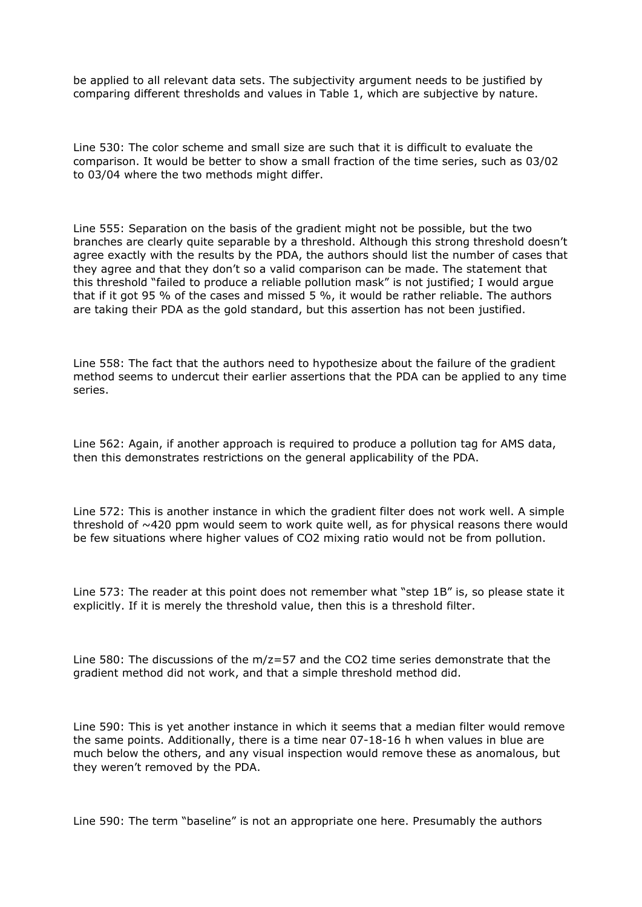be applied to all relevant data sets. The subjectivity argument needs to be justified by comparing different thresholds and values in Table 1, which are subjective by nature.

Line 530: The color scheme and small size are such that it is difficult to evaluate the comparison. It would be better to show a small fraction of the time series, such as 03/02 to 03/04 where the two methods might differ.

Line 555: Separation on the basis of the gradient might not be possible, but the two branches are clearly quite separable by a threshold. Although this strong threshold doesn't agree exactly with the results by the PDA, the authors should list the number of cases that they agree and that they don't so a valid comparison can be made. The statement that this threshold "failed to produce a reliable pollution mask" is not justified; I would argue that if it got 95 % of the cases and missed 5 %, it would be rather reliable. The authors are taking their PDA as the gold standard, but this assertion has not been justified.

Line 558: The fact that the authors need to hypothesize about the failure of the gradient method seems to undercut their earlier assertions that the PDA can be applied to any time series.

Line 562: Again, if another approach is required to produce a pollution tag for AMS data, then this demonstrates restrictions on the general applicability of the PDA.

Line 572: This is another instance in which the gradient filter does not work well. A simple threshold of ~420 ppm would seem to work quite well, as for physical reasons there would be few situations where higher values of $CO_2$ mixing ratio would not be from pollution.

Line 573: The reader at this point does not remember what "step 1B" is, so please state it explicitly. If it is merely the threshold value, then this is a threshold filter.

Line 580: The discussions of the m/z=57 and the $CO_2$ time series demonstrate that the gradient method did not work, and that a simple threshold method did.

Line 590: This is yet another instance in which it seems that a median filter would remove the same points. Additionally, there is a time near 07-18-16 h when values in blue are much below the others, and any visual inspection would remove these as anomalous, but they weren't removed by the PDA.

Line 590: The term "baseline" is not an appropriate one here. Presumably the authors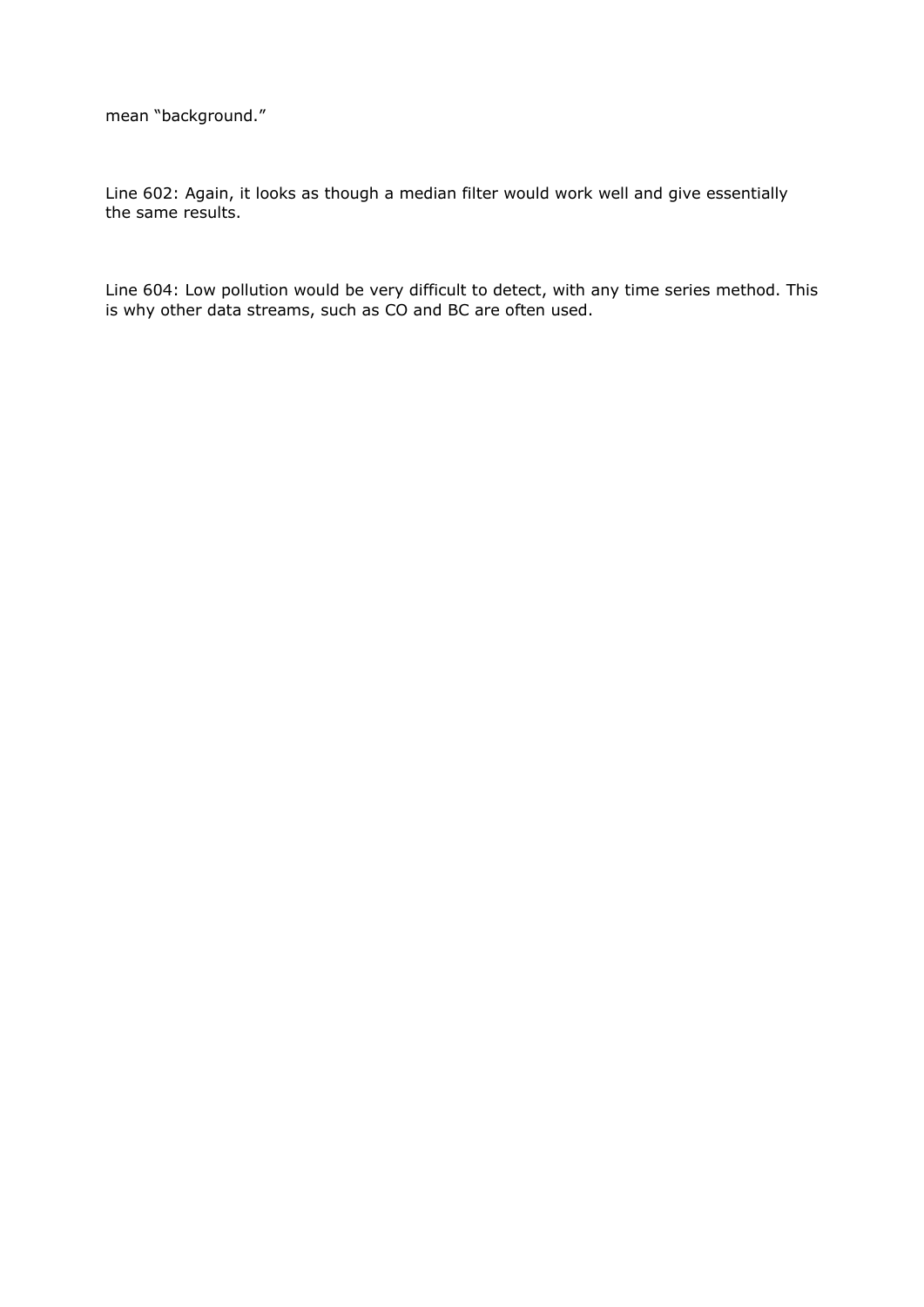mean “background.”

Line 602: Again, it looks as though a median filter would work well and give essentially the same results.

Line 604: Low pollution would be very difficult to detect, with any time series method. This is why other data streams, such as CO and BC are often used.